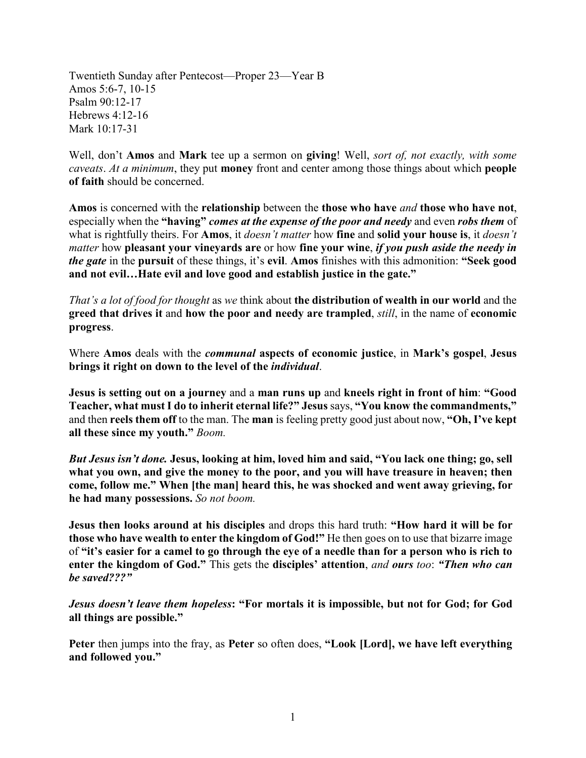Twentieth Sunday after Pentecost—Proper 23—Year B
Amos 5:6-7, 10-15
Psalm 90:12-17
Hebrews 4:12-16
Mark 10:17-31

Well, don't **Amos** and **Mark** tee up a sermon on **giving**! Well, *sort of, not exactly, with some caveats*. *At a minimum*, they put **money** front and center among those things about which **people of faith** should be concerned.

**Amos** is concerned with the **relationship** between the **those who have** *and* **those who have not**, especially when the **"having"** ***comes at the expense of the poor and needy*** and even ***robs them*** of what is rightfully theirs. For **Amos**, it *doesn't matter* how **fine** and **solid your house is**, it *doesn't matter* how **pleasant your vineyards are** or how **fine your wine**, ***if you push aside the needy in the gate*** in the **pursuit** of these things, it's **evil**. **Amos** finishes with this admonition: **"Seek good and not evil…Hate evil and love good and establish justice in the gate."**

*That's a lot of food for thought* as *we* think about **the distribution of wealth in our world** and the **greed that drives it** and **how the poor and needy are trampled**, *still*, in the name of **economic progress**.

Where **Amos** deals with the ***communal*** **aspects of economic justice**, in **Mark's gospel**, **Jesus brings it right on down to the level of the** ***individual***.

**Jesus is setting out on a journey** and a **man runs up** and **kneels right in front of him**: **"Good Teacher, what must I do to inherit eternal life?" Jesus** says, **"You know the commandments,"** and then **reels them off** to the man. The **man** is feeling pretty good just about now, **"Oh, I've kept all these since my youth."** *Boom.*

***But Jesus isn't done.*** **Jesus, looking at him, loved him and said, "You lack one thing; go, sell what you own, and give the money to the poor, and you will have treasure in heaven; then come, follow me." When [the man] heard this, he was shocked and went away grieving, for he had many possessions.** *So not boom.*

**Jesus then looks around at his disciples** and drops this hard truth: **"How hard it will be for those who have wealth to enter the kingdom of God!"** He then goes on to use that bizarre image of **"it's easier for a camel to go through the eye of a needle than for a person who is rich to enter the kingdom of God."** This gets the **disciples' attention**, *and* ***ours*** *too*: ***"Then who can be saved???"***

***Jesus doesn't leave them hopeless*****: "For mortals it is impossible, but not for God; for God all things are possible."**

**Peter** then jumps into the fray, as **Peter** so often does, **"Look [Lord], we have left everything and followed you."**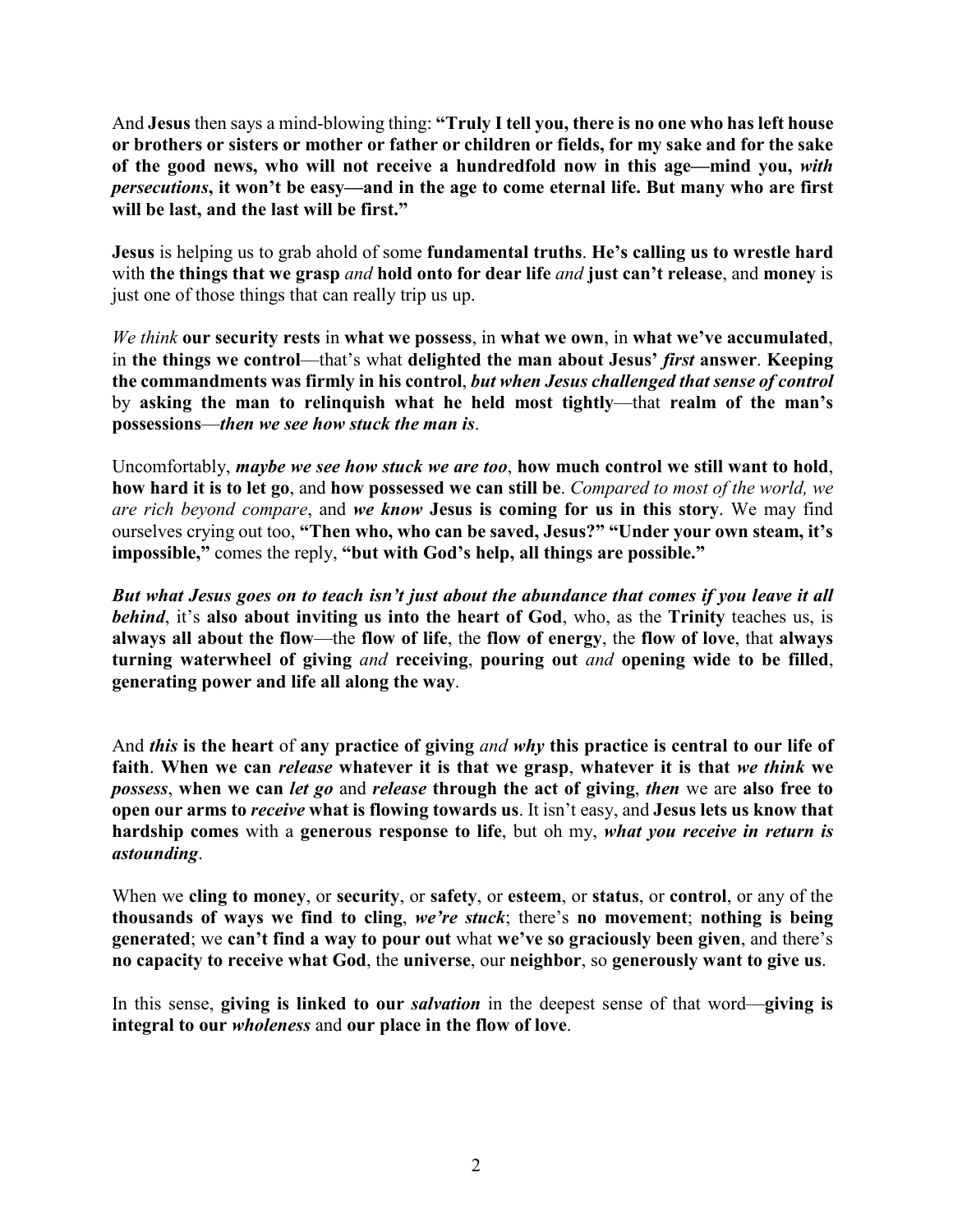And **Jesus** then says a mind-blowing thing: **"Truly I tell you, there is no one who has left house or brothers or sisters or mother or father or children or fields, for my sake and for the sake of the good news, who will not receive a hundredfold now in this age—mind you, *with persecutions*, it won't be easy—and in the age to come eternal life. But many who are first will be last, and the last will be first."**

**Jesus** is helping us to grab ahold of some **fundamental truths**. **He's calling us to wrestle hard** with **the things that we grasp** *and* **hold onto for dear life** *and* **just can't release**, and **money** is just one of those things that can really trip us up.

*We think* **our security rests** in **what we possess**, in **what we own**, in **what we've accumulated**, in **the things we control**—that's what **delighted the man about Jesus' *first* answer**. **Keeping the commandments was firmly in his control**, ***but when Jesus challenged that sense of control*** by **asking the man to relinquish what he held most tightly**—that **realm of the man's possessions**—***then we see how stuck the man is***.

Uncomfortably, ***maybe we see how stuck we are too***, **how much control we still want to hold**, **how hard it is to let go**, and **how possessed we can still be**. *Compared to most of the world, we are rich beyond compare*, and ***we know*** **Jesus is coming for us in this story**. We may find ourselves crying out too, **"Then who, who can be saved, Jesus?" "Under your own steam, it's impossible,"** comes the reply, **"but with God's help, all things are possible."**

***But what Jesus goes on to teach isn't just about the abundance that comes if you leave it all behind***, it's **also about inviting us into the heart of God**, who, as the **Trinity** teaches us, is **always all about the flow**—the **flow of life**, the **flow of energy**, the **flow of love**, that **always turning waterwheel of giving** *and* **receiving**, **pouring out** *and* **opening wide to be filled**, **generating power and life all along the way**.

And ***this* is the heart** of **any practice of giving** *and* ***why*** **this practice is central to our life of faith**. **When we can *release* whatever it is that we grasp**, **whatever it is that *we think* we *possess***, **when we can *let go*** and ***release*** **through the act of giving**, ***then*** we are **also free to open our arms to *receive* what is flowing towards us**. It isn't easy, and **Jesus lets us know that hardship comes** with a **generous response to life**, but oh my, ***what you receive in return is astounding***.

When we **cling to money**, or **security**, or **safety**, or **esteem**, or **status**, or **control**, or any of the **thousands of ways we find to cling**, ***we're stuck***; there's **no movement**; **nothing is being generated**; we **can't find a way to pour out** what **we've so graciously been given**, and there's **no capacity to receive what God**, the **universe**, our **neighbor**, so **generously want to give us**.

In this sense, **giving is linked to our *salvation*** in the deepest sense of that word—**giving is integral to our *wholeness*** and **our place in the flow of love**.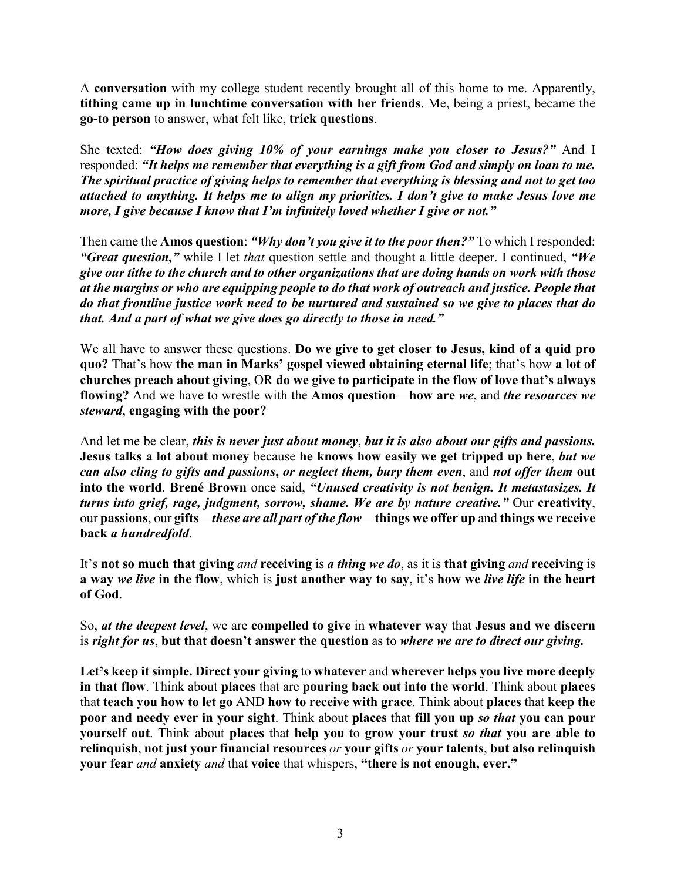A **conversation** with my college student recently brought all of this home to me. Apparently, **tithing came up in lunchtime conversation with her friends**. Me, being a priest, became the **go-to person** to answer, what felt like, **trick questions**.

She texted: ***"How does giving 10% of your earnings make you closer to Jesus?"*** And I responded: ***"It helps me remember that everything is a gift from God and simply on loan to me. The spiritual practice of giving helps to remember that everything is blessing and not to get too attached to anything. It helps me to align my priorities. I don't give to make Jesus love me more, I give because I know that I'm infinitely loved whether I give or not."***

Then came the **Amos question**: ***"Why don't you give it to the poor then?"*** To which I responded: ***"Great question,"*** while I let *that* question settle and thought a little deeper. I continued, ***"We give our tithe to the church and to other organizations that are doing hands on work with those at the margins or who are equipping people to do that work of outreach and justice. People that do that frontline justice work need to be nurtured and sustained so we give to places that do that. And a part of what we give does go directly to those in need."***

We all have to answer these questions. **Do we give to get closer to Jesus, kind of a quid pro quo?** That's how **the man in Marks' gospel viewed obtaining eternal life**; that's how **a lot of churches preach about giving**, OR **do we give to participate in the flow of love that's always flowing?** And we have to wrestle with the **Amos question**—**how are *we***, and ***the resources we steward***, **engaging with the poor?**

And let me be clear, ***this is never just about money***, ***but it is also about our gifts and passions.*** **Jesus talks a lot about money** because **he knows how easily we get tripped up here**, ***but we can also cling to gifts and passions***, ***or neglect them, bury them even***, and ***not offer them*** **out into the world**. **Brené Brown** once said, ***"Unused creativity is not benign. It metastasizes. It turns into grief, rage, judgment, sorrow, shame. We are by nature creative."*** Our **creativity**, our **passions**, our **gifts**—***these are all part of the flow***—**things we offer up** and **things we receive back *a hundredfold***.

It's **not so much that giving** *and* **receiving** is ***a thing we do***, as it is **that giving** *and* **receiving** is **a way *we live* in the flow**, which is **just another way to say**, it's **how we *live life* in the heart of God**.

So, ***at the deepest level***, we are **compelled to give** in **whatever way** that **Jesus and we discern** is ***right for us***, **but that doesn't answer the question** as to ***where we are to direct our giving.***

**Let's keep it simple. Direct your giving** to **whatever** and **wherever helps you live more deeply in that flow**. Think about **places** that are **pouring back out into the world**. Think about **places** that **teach you how to let go** AND **how to receive with grace**. Think about **places** that **keep the poor and needy ever in your sight**. Think about **places** that **fill you up *so that* you can pour yourself out**. Think about **places** that **help you** to **grow your trust *so that* you are able to relinquish**, **not just your financial resources** *or* **your gifts** *or* **your talents**, **but also relinquish your fear** *and* **anxiety** *and* that **voice** that whispers, **"there is not enough, ever."**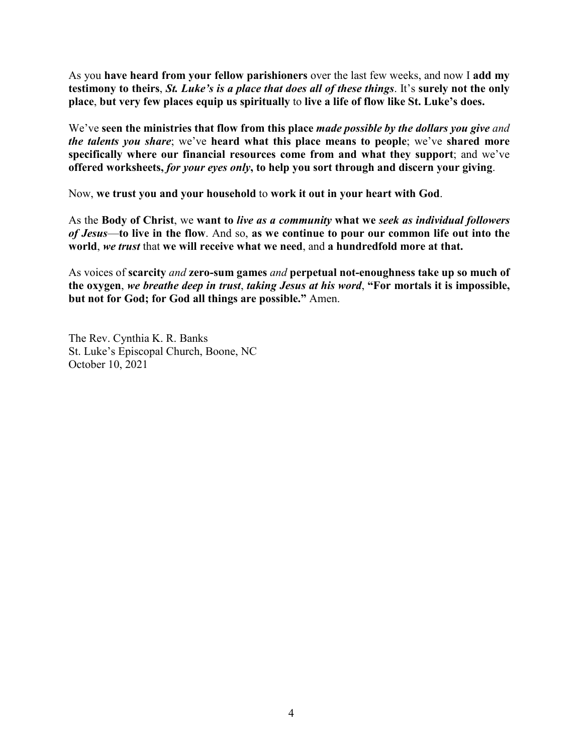As you **have heard from your fellow parishioners** over the last few weeks, and now I **add my testimony to theirs**, ***St. Luke's is a place that does all of these things***. It's **surely not the only place**, **but very few places equip us spiritually** to **live a life of flow like St. Luke's does.**

We've **seen the ministries that flow from this place** ***made possible by the dollars you give*** *and* ***the talents you share***; we've **heard what this place means to people**; we've **shared more specifically where our financial resources come from and what they support**; and we've **offered worksheets,** ***for your eyes only*****, to help you sort through and discern your giving**.

Now, **we trust you and your household** to **work it out in your heart with God**.

As the **Body of Christ**, we **want to** ***live as a community*** **what we** ***seek as individual followers of Jesus***—**to live in the flow**. And so, **as we continue to pour our common life out into the world**, ***we trust*** that **we will receive what we need**, and **a hundredfold more at that.**

As voices of **scarcity** *and* **zero-sum games** *and* **perpetual not-enoughness take up so much of the oxygen**, ***we breathe deep in trust***, ***taking Jesus at his word***, **"For mortals it is impossible, but not for God; for God all things are possible."** Amen.

The Rev. Cynthia K. R. Banks
St. Luke's Episcopal Church, Boone, NC
October 10, 2021